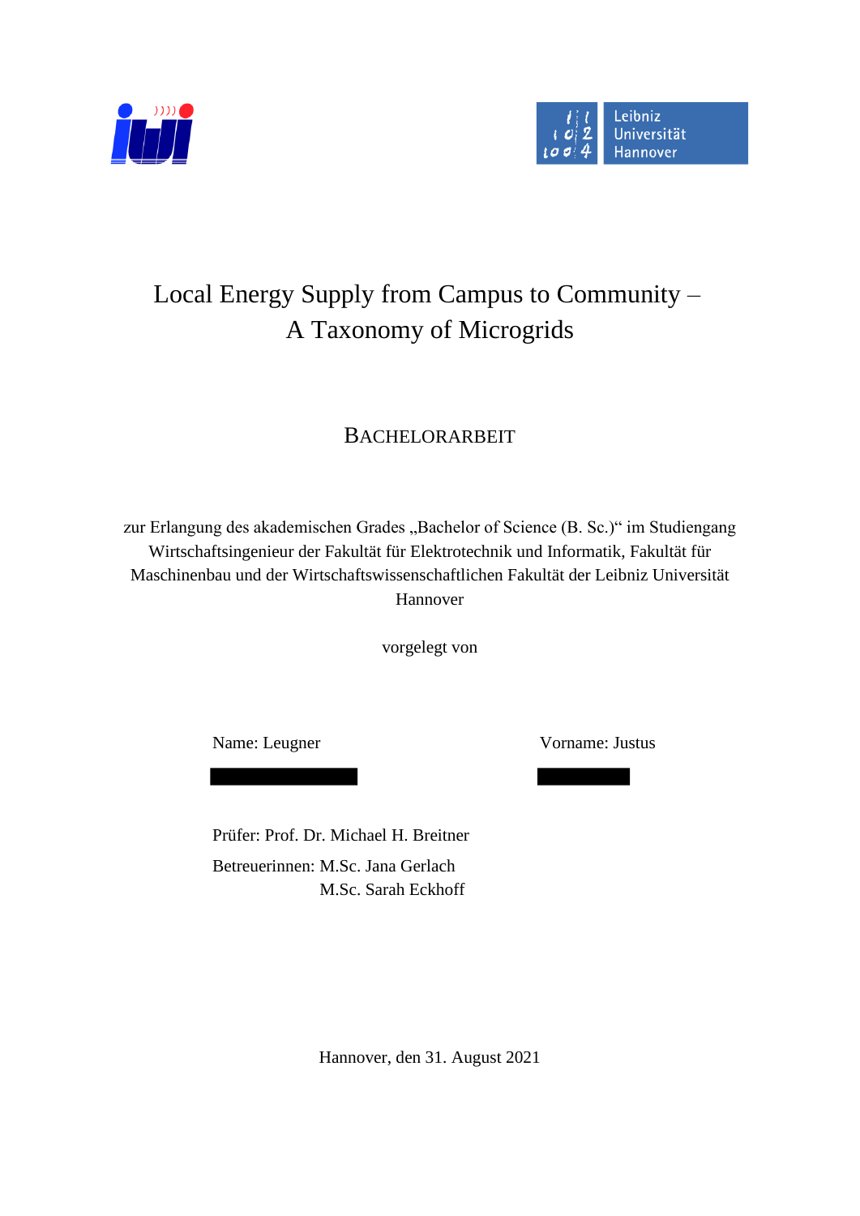# Local Energy Supply from Campus to Community – A Taxonomy of Microgrids

BACHELORARBEIT

zur Erlangung des akademischen Grades „Bachelor of Science (B. Sc.)" im Studiengang Wirtschaftsingenieur der Fakultät für Elektrotechnik und Informatik, Fakultät für Maschinenbau und der Wirtschaftswissenschaftlichen Fakultät der Leibniz Universität Hannover

vorgelegt von

Name: Leugner

Vorname: Justus

Prüfer: Prof. Dr. Michael H. Breitner

Betreuerinnen: M.Sc. Jana Gerlach
M.Sc. Sarah Eckhoff

Hannover, den 31. August 2021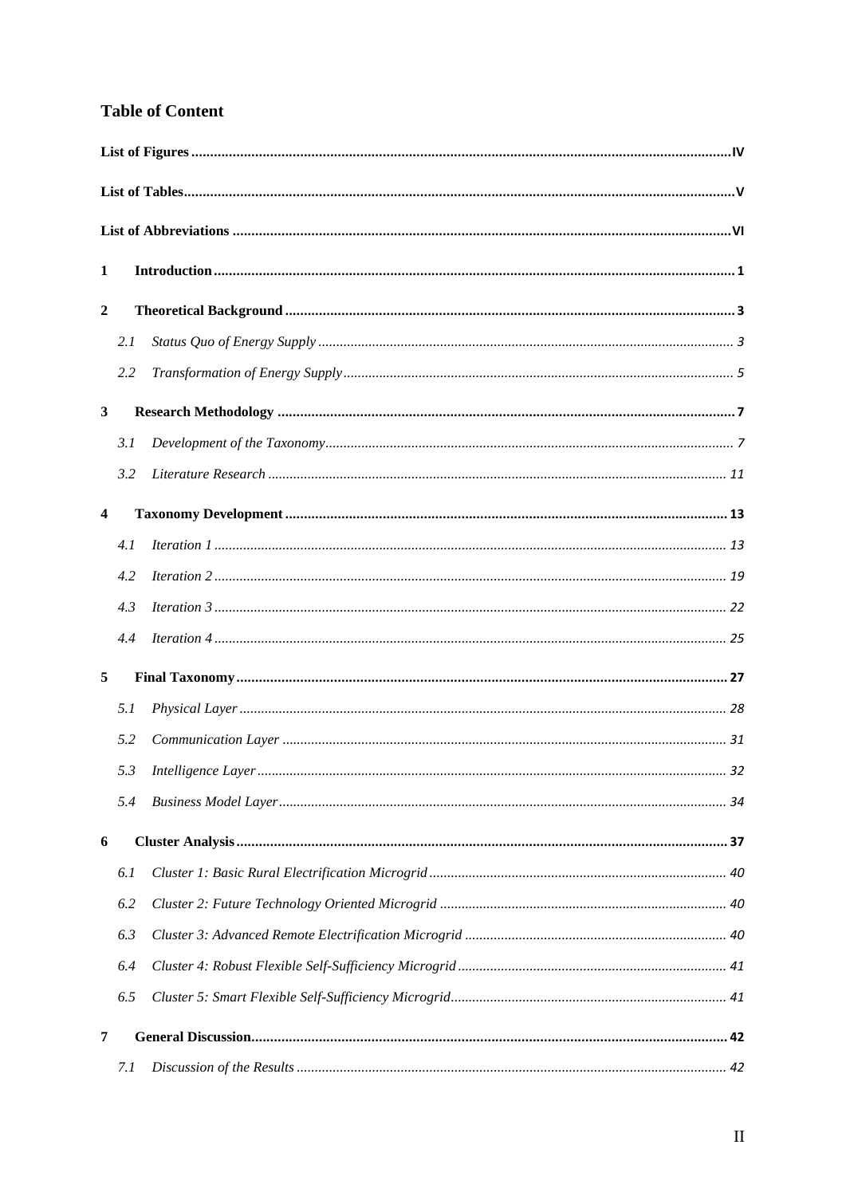## Table of Content

**List of Figures** ........ IV

**List of Tables** ........ V

**List of Abbreviations** ........ VI

**1 Introduction** ........ 1

**2 Theoretical Background** ........ 3

- 2.1 *Status Quo of Energy Supply* ........ 3
- 2.2 *Transformation of Energy Supply* ........ 5

**3 Research Methodology** ........ 7

- 3.1 *Development of the Taxonomy* ........ 7
- 3.2 *Literature Research* ........ 11

**4 Taxonomy Development** ........ 13

- 4.1 *Iteration 1* ........ 13
- 4.2 *Iteration 2* ........ 19
- 4.3 *Iteration 3* ........ 22
- 4.4 *Iteration 4* ........ 25

**5 Final Taxonomy** ........ 27

- 5.1 *Physical Layer* ........ 28
- 5.2 *Communication Layer* ........ 31
- 5.3 *Intelligence Layer* ........ 32
- 5.4 *Business Model Layer* ........ 34

**6 Cluster Analysis** ........ 37

- 6.1 *Cluster 1: Basic Rural Electrification Microgrid* ........ 40
- 6.2 *Cluster 2: Future Technology Oriented Microgrid* ........ 40
- 6.3 *Cluster 3: Advanced Remote Electrification Microgrid* ........ 40
- 6.4 *Cluster 4: Robust Flexible Self-Sufficiency Microgrid* ........ 41
- 6.5 *Cluster 5: Smart Flexible Self-Sufficiency Microgrid* ........ 41

**7 General Discussion** ........ 42

- 7.1 *Discussion of the Results* ........ 42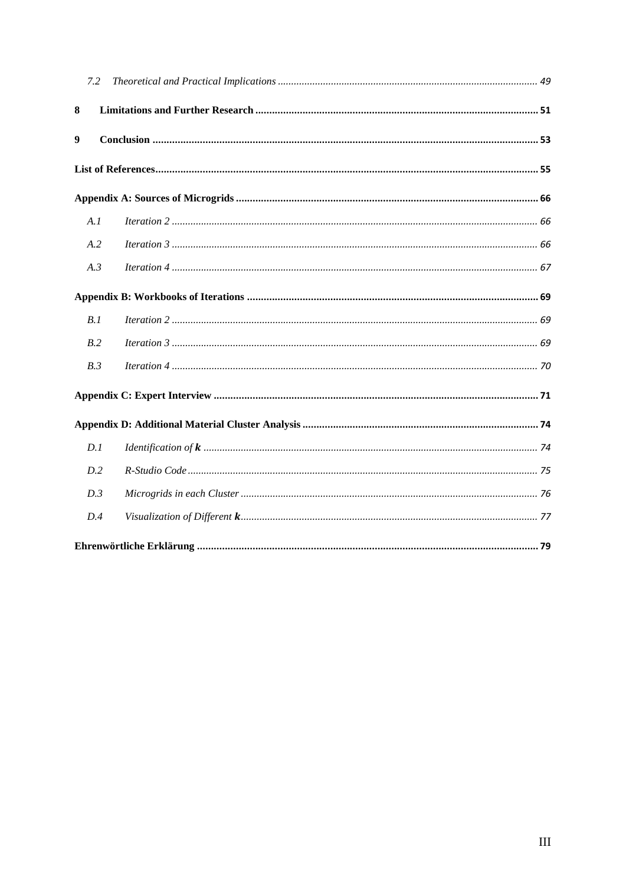7.2 *Theoretical and Practical Implications* ................ 49

**8 Limitations and Further Research** ................ 51

**9 Conclusion** ................ 53

**List of References** ................ 55

**Appendix A: Sources of Microgrids** ................ 66

A.1 *Iteration 2* ................ 66

A.2 *Iteration 3* ................ 66

A.3 *Iteration 4* ................ 67

**Appendix B: Workbooks of Iterations** ................ 69

B.1 *Iteration 2* ................ 69

B.2 *Iteration 3* ................ 69

B.3 *Iteration 4* ................ 70

**Appendix C: Expert Interview** ................ 71

**Appendix D: Additional Material Cluster Analysis** ................ 74

D.1 *Identification of $\boldsymbol{k}$* ................ 74

D.2 *R-Studio Code* ................ 75

D.3 *Micrgrids in each Cluster* ................ 76

D.4 *Visualization of Different $\boldsymbol{k}$* ................ 77

**Ehrenwörtliche Erklärung** ................ 79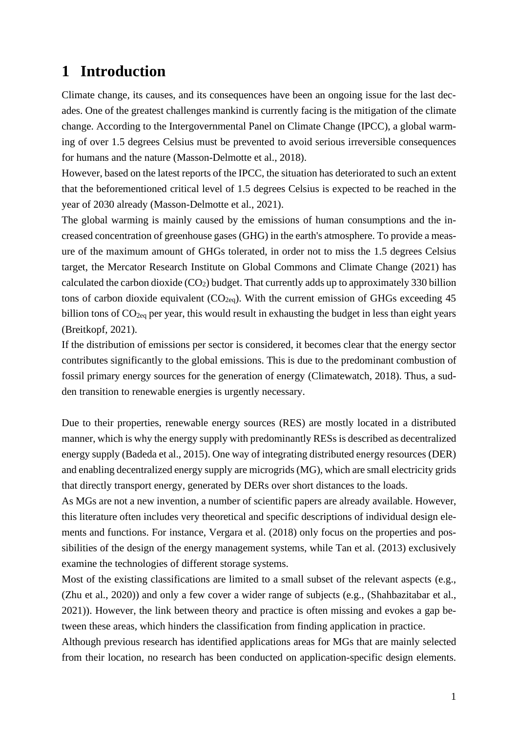# 1 Introduction

Climate change, its causes, and its consequences have been an ongoing issue for the last decades. One of the greatest challenges mankind is currently facing is the mitigation of the climate change. According to the Intergovernmental Panel on Climate Change (IPCC), a global warming of over 1.5 degrees Celsius must be prevented to avoid serious irreversible consequences for humans and the nature (Masson-Delmotte et al., 2018).

However, based on the latest reports of the IPCC, the situation has deteriorated to such an extent that the beforementioned critical level of 1.5 degrees Celsius is expected to be reached in the year of 2030 already (Masson-Delmotte et al., 2021).

The global warming is mainly caused by the emissions of human consumptions and the increased concentration of greenhouse gases (GHG) in the earth's atmosphere. To provide a measure of the maximum amount of GHGs tolerated, in order not to miss the 1.5 degrees Celsius target, the Mercator Research Institute on Global Commons and Climate Change (2021) has calculated the carbon dioxide ($CO_2$) budget. That currently adds up to approximately 330 billion tons of carbon dioxide equivalent ($CO_{2eq}$). With the current emission of GHGs exceeding 45 billion tons of $CO_{2eq}$ per year, this would result in exhausting the budget in less than eight years (Breitkopf, 2021).

If the distribution of emissions per sector is considered, it becomes clear that the energy sector contributes significantly to the global emissions. This is due to the predominant combustion of fossil primary energy sources for the generation of energy (Climatewatch, 2018). Thus, a sudden transition to renewable energies is urgently necessary.

Due to their properties, renewable energy sources (RES) are mostly located in a distributed manner, which is why the energy supply with predominantly RESs is described as decentralized energy supply (Badeda et al., 2015). One way of integrating distributed energy resources (DER) and enabling decentralized energy supply are microgrids (MG), which are small electricity grids that directly transport energy, generated by DERs over short distances to the loads.

As MGs are not a new invention, a number of scientific papers are already available. However, this literature often includes very theoretical and specific descriptions of individual design elements and functions. For instance, Vergara et al. (2018) only focus on the properties and possibilities of the design of the energy management systems, while Tan et al. (2013) exclusively examine the technologies of different storage systems.

Most of the existing classifications are limited to a small subset of the relevant aspects (e.g., (Zhu et al., 2020)) and only a few cover a wider range of subjects (e.g., (Shahbazitabar et al., 2021)). However, the link between theory and practice is often missing and evokes a gap between these areas, which hinders the classification from finding application in practice.

Although previous research has identified applications areas for MGs that are mainly selected from their location, no research has been conducted on application-specific design elements.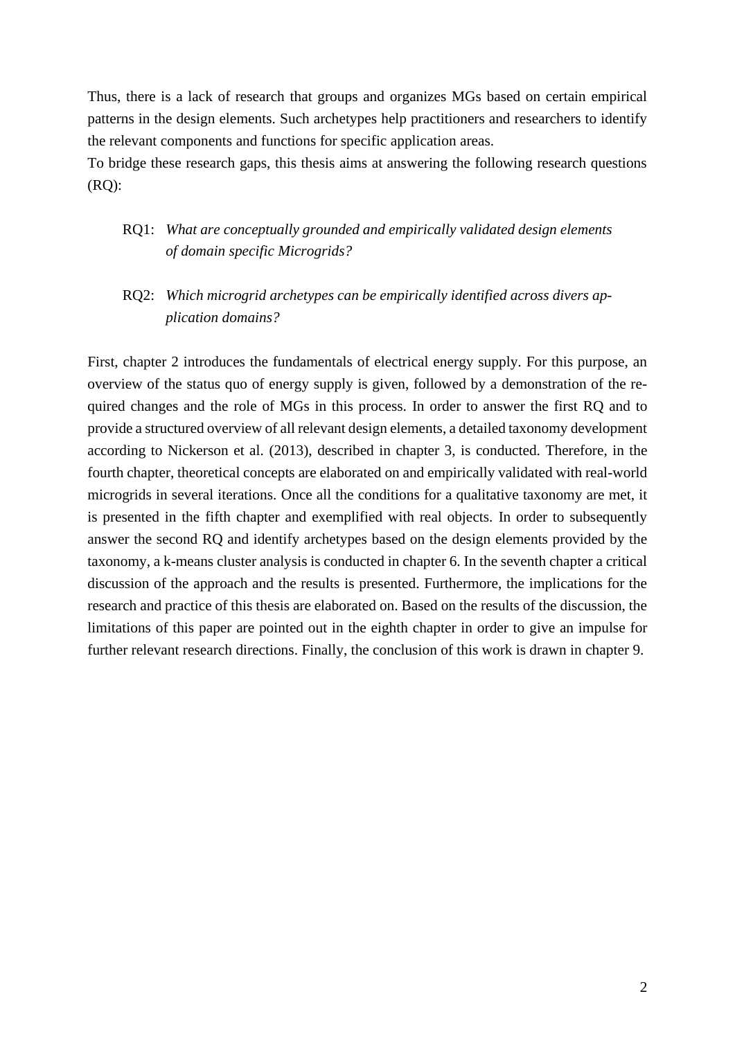Thus, there is a lack of research that groups and organizes MGs based on certain empirical patterns in the design elements. Such archetypes help practitioners and researchers to identify the relevant components and functions for specific application areas.

To bridge these research gaps, this thesis aims at answering the following research questions (RQ):

RQ1: *What are conceptually grounded and empirically validated design elements of domain specific Microgrids?*

RQ2: *Which microgrid archetypes can be empirically identified across divers application domains?*

First, chapter 2 introduces the fundamentals of electrical energy supply. For this purpose, an overview of the status quo of energy supply is given, followed by a demonstration of the required changes and the role of MGs in this process. In order to answer the first RQ and to provide a structured overview of all relevant design elements, a detailed taxonomy development according to Nickerson et al. (2013), described in chapter 3, is conducted. Therefore, in the fourth chapter, theoretical concepts are elaborated on and empirically validated with real-world microgrids in several iterations. Once all the conditions for a qualitative taxonomy are met, it is presented in the fifth chapter and exemplified with real objects. In order to subsequently answer the second RQ and identify archetypes based on the design elements provided by the taxonomy, a k-means cluster analysis is conducted in chapter 6. In the seventh chapter a critical discussion of the approach and the results is presented. Furthermore, the implications for the research and practice of this thesis are elaborated on. Based on the results of the discussion, the limitations of this paper are pointed out in the eighth chapter in order to give an impulse for further relevant research directions. Finally, the conclusion of this work is drawn in chapter 9.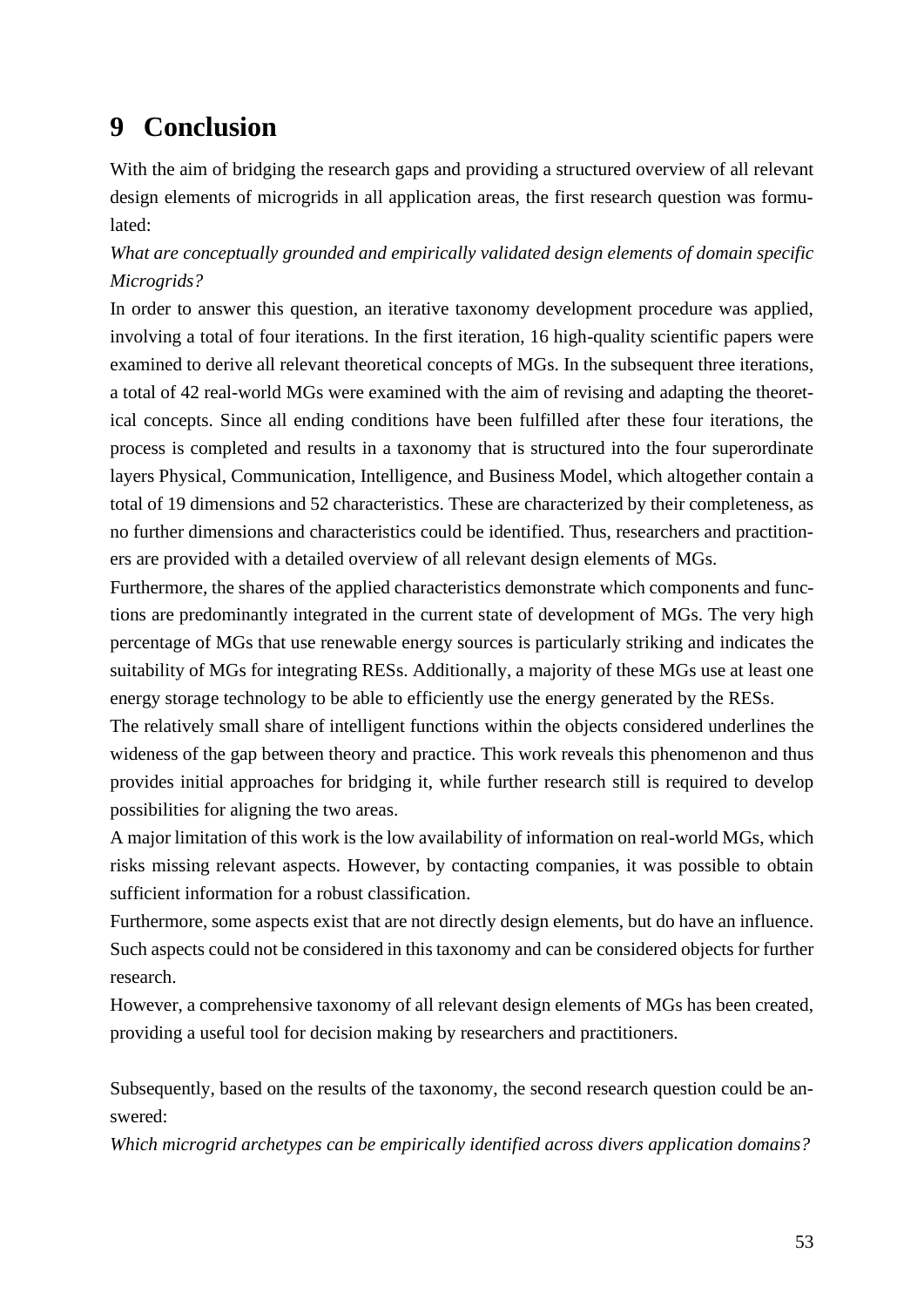# 9 Conclusion

With the aim of bridging the research gaps and providing a structured overview of all relevant design elements of microgrids in all application areas, the first research question was formulated:

*What are conceptually grounded and empirically validated design elements of domain specific Microgrids?*

In order to answer this question, an iterative taxonomy development procedure was applied, involving a total of four iterations. In the first iteration, 16 high-quality scientific papers were examined to derive all relevant theoretical concepts of MGs. In the subsequent three iterations, a total of 42 real-world MGs were examined with the aim of revising and adapting the theoretical concepts. Since all ending conditions have been fulfilled after these four iterations, the process is completed and results in a taxonomy that is structured into the four superordinate layers Physical, Communication, Intelligence, and Business Model, which altogether contain a total of 19 dimensions and 52 characteristics. These are characterized by their completeness, as no further dimensions and characteristics could be identified. Thus, researchers and practitioners are provided with a detailed overview of all relevant design elements of MGs.

Furthermore, the shares of the applied characteristics demonstrate which components and functions are predominantly integrated in the current state of development of MGs. The very high percentage of MGs that use renewable energy sources is particularly striking and indicates the suitability of MGs for integrating RESs. Additionally, a majority of these MGs use at least one energy storage technology to be able to efficiently use the energy generated by the RESs.

The relatively small share of intelligent functions within the objects considered underlines the wideness of the gap between theory and practice. This work reveals this phenomenon and thus provides initial approaches for bridging it, while further research still is required to develop possibilities for aligning the two areas.

A major limitation of this work is the low availability of information on real-world MGs, which risks missing relevant aspects. However, by contacting companies, it was possible to obtain sufficient information for a robust classification.

Furthermore, some aspects exist that are not directly design elements, but do have an influence. Such aspects could not be considered in this taxonomy and can be considered objects for further research.

However, a comprehensive taxonomy of all relevant design elements of MGs has been created, providing a useful tool for decision making by researchers and practitioners.

Subsequently, based on the results of the taxonomy, the second research question could be answered:

*Which microgrid archetypes can be empirically identified across divers application domains?*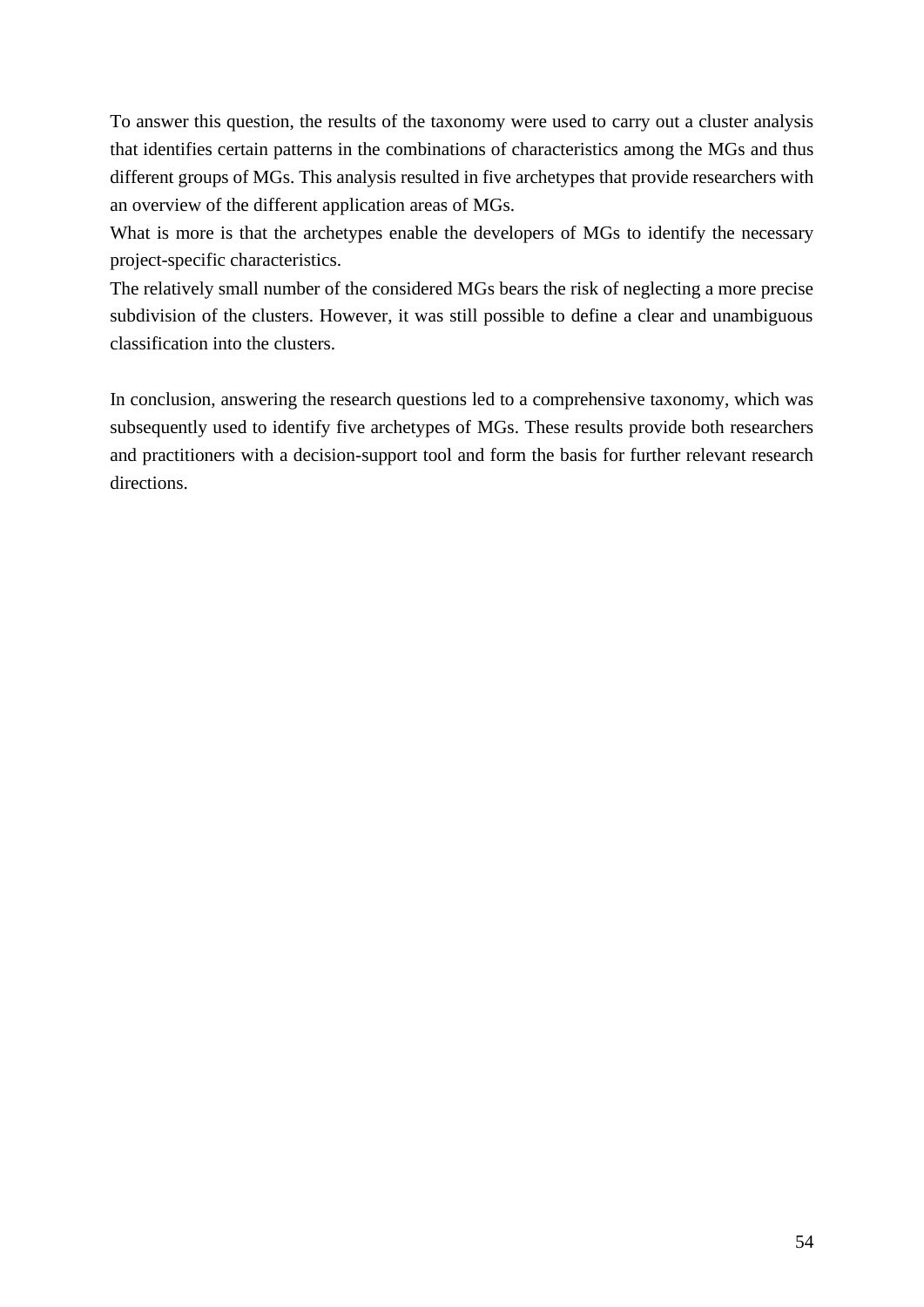To answer this question, the results of the taxonomy were used to carry out a cluster analysis that identifies certain patterns in the combinations of characteristics among the MGs and thus different groups of MGs. This analysis resulted in five archetypes that provide researchers with an overview of the different application areas of MGs.

What is more is that the archetypes enable the developers of MGs to identify the necessary project-specific characteristics.

The relatively small number of the considered MGs bears the risk of neglecting a more precise subdivision of the clusters. However, it was still possible to define a clear and unambiguous classification into the clusters.

In conclusion, answering the research questions led to a comprehensive taxonomy, which was subsequently used to identify five archetypes of MGs. These results provide both researchers and practitioners with a decision-support tool and form the basis for further relevant research directions.